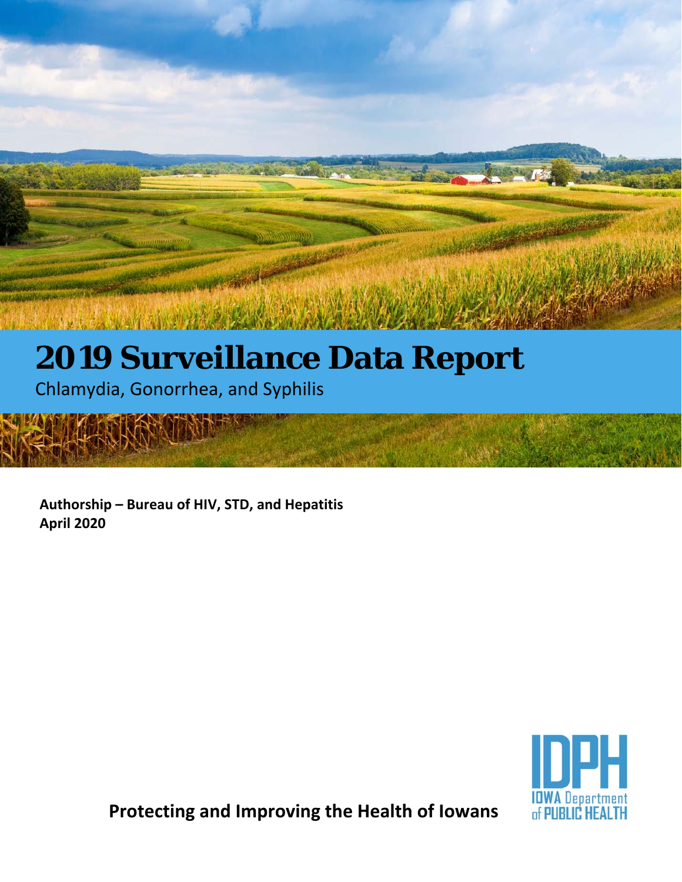# 2019 Surveillance Data Report

Chlamydia, Gonorrhea, and Syphilis

**Authorship – Bureau of HIV, STD, and Hepatitis**
**April 2020**

**Protecting and Improving the Health of Iowans**

IDPH IOWA Department of PUBLIC HEALTH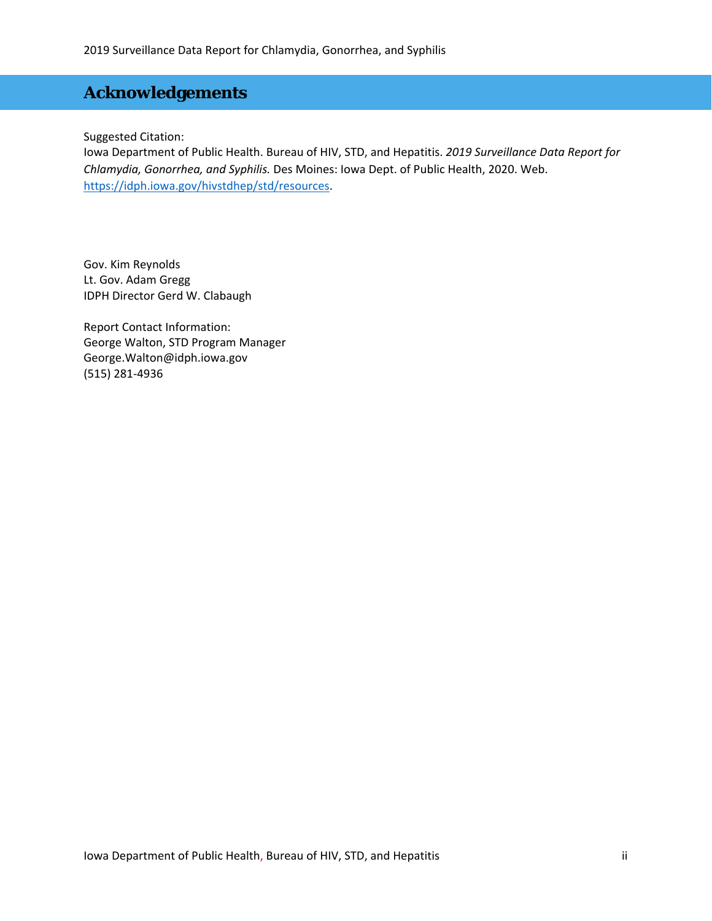# Acknowledgements

Suggested Citation:
Iowa Department of Public Health. Bureau of HIV, STD, and Hepatitis. *2019 Surveillance Data Report for Chlamydia, Gonorrhea, and Syphilis.* Des Moines: Iowa Dept. of Public Health, 2020. Web. [https://idph.iowa.gov/hivstdhep/std/resources](https://idph.iowa.gov/hivstdhep/std/resources).

Gov. Kim Reynolds
Lt. Gov. Adam Gregg
IDPH Director Gerd W. Clabaugh

Report Contact Information:
George Walton, STD Program Manager
George.Walton@idph.iowa.gov
(515) 281-4936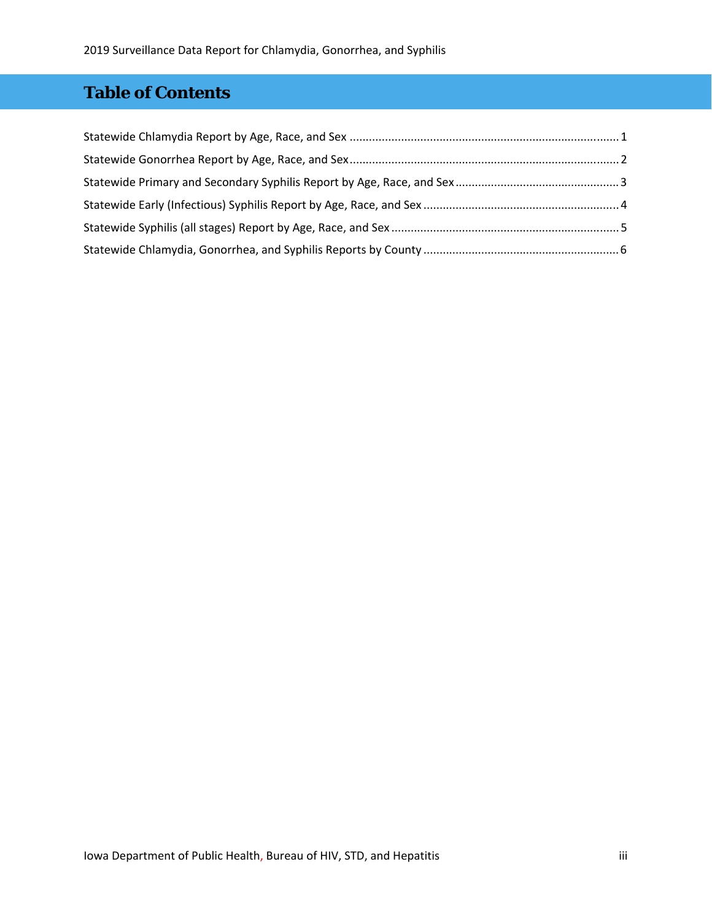# Table of Contents

Statewide Chlamydia Report by Age, Race, and Sex ........................................ 1

Statewide Gonorrhea Report by Age, Race, and Sex ........................................ 2

Statewide Primary and Secondary Syphilis Report by Age, Race, and Sex ........................................ 3

Statewide Early (Infectious) Syphilis Report by Age, Race, and Sex ........................................ 4

Statewide Syphilis (all stages) Report by Age, Race, and Sex ........................................ 5

Statewide Chlamydia, Gonorrhea, and Syphilis Reports by County ........................................ 6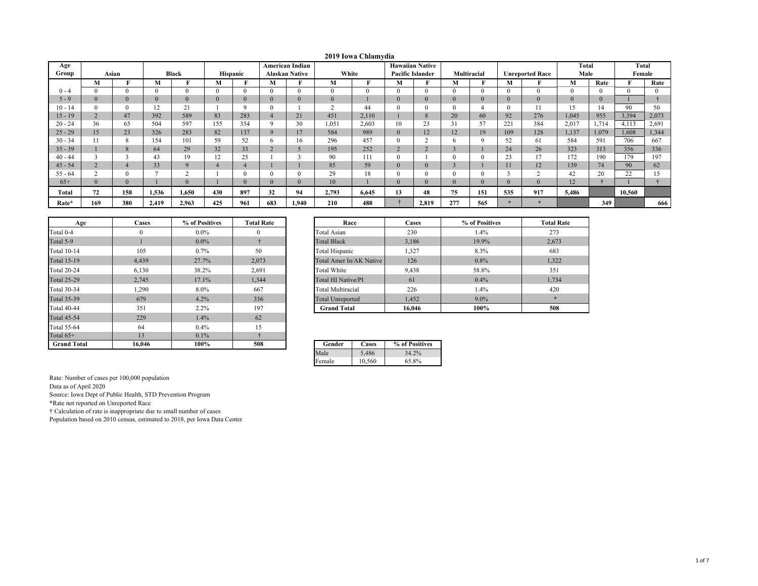# 2019 Iowa Chlamydia

| Age Group | Asian | | Black | | Hispanic | | American Indian Alaskan Native | | White | | Hawaiian Native Pacific Islander | | Multiracial | | Unreported Race | | Total Male | | Total Female | |
|---|---|---|---|---|---|---|---|---|---|---|---|---|---|---|---|---|---|---|---|---|
| | M | F | M | F | M | F | M | F | M | F | M | F | M | F | M | F | M | Rate | F | Rate |
| 0 - 4 | 0 | 0 | 0 | 0 | 0 | 0 | 0 | 0 | 0 | 0 | 0 | 0 | 0 | 0 | 0 | 0 | 0 | 0 | 0 | 0 |
| 5 - 9 | 0 | 0 | 0 | 0 | 0 | 0 | 0 | 0 | 0 | 1 | 0 | 0 | 0 | 0 | 0 | 0 | 0 | 0 | 1 | † |
| 10 - 14 | 0 | 0 | 12 | 21 | 1 | 9 | 0 | 1 | 2 | 44 | 0 | 0 | 0 | 4 | 0 | 11 | 15 | 14 | 90 | 50 |
| 15 - 19 | 2 | 47 | 392 | 589 | 83 | 283 | 4 | 21 | 451 | 2,110 | 1 | 8 | 20 | 60 | 92 | 276 | 1,045 | 955 | 3,394 | 2,073 |
| 20 - 24 | 36 | 65 | 504 | 597 | 155 | 354 | 9 | 30 | 1,051 | 2,603 | 10 | 23 | 31 | 57 | 221 | 384 | 2,017 | 1,714 | 4,113 | 2,691 |
| 25 - 29 | 15 | 23 | 326 | 283 | 82 | 137 | 9 | 17 | 584 | 989 | 0 | 12 | 12 | 19 | 109 | 128 | 1,137 | 1,079 | 1,608 | 1,344 |
| 30 - 34 | 11 | 8 | 154 | 101 | 59 | 52 | 6 | 16 | 296 | 457 | 0 | 2 | 6 | 9 | 52 | 61 | 584 | 591 | 706 | 667 |
| 35 - 39 | 1 | 8 | 64 | 29 | 32 | 33 | 2 | 5 | 195 | 252 | 2 | 2 | 3 | 1 | 24 | 26 | 323 | 313 | 356 | 336 |
| 40 - 44 | 3 | 3 | 43 | 19 | 12 | 25 | 1 | 3 | 90 | 111 | 0 | 1 | 0 | 0 | 23 | 17 | 172 | 190 | 179 | 197 |
| 45 - 54 | 2 | 4 | 33 | 9 | 4 | 4 | 1 | 1 | 85 | 59 | 0 | 0 | 3 | 1 | 11 | 12 | 139 | 74 | 90 | 62 |
| 55 - 64 | 2 | 0 | 7 | 2 | 1 | 0 | 0 | 0 | 29 | 18 | 0 | 0 | 0 | 0 | 3 | 2 | 42 | 20 | 22 | 15 |
| 65+ | 0 | 0 | 1 | 0 | 1 | 0 | 0 | 0 | 10 | 1 | 0 | 0 | 0 | 0 | 0 | 0 | 12 | † | 1 | † |
| **Total** | **72** | **158** | **1,536** | **1,650** | **430** | **897** | **32** | **94** | **2,793** | **6,645** | **13** | **48** | **75** | **151** | **535** | **917** | **5,486** | | **10,560** | |
| **Rate*** | **169** | **380** | **2,419** | **2,963** | **425** | **961** | **683** | **1,940** | **210** | **488** | † | **2,819** | **277** | **565** | * | * | | **349** | | **666** |

| Age | Cases | % of Positives | Total Rate |
|---|---|---|---|
| Total 0-4 | 0 | 0.0% | 0 |
| Total 5-9 | 1 | 0.0% | † |
| Total 10-14 | 105 | 0.7% | 50 |
| Total 15-19 | 4,439 | 27.7% | 2,073 |
| Total 20-24 | 6,130 | 38.2% | 2,691 |
| Total 25-29 | 2,745 | 17.1% | 1,344 |
| Total 30-34 | 1,290 | 8.0% | 667 |
| Total 35-39 | 679 | 4.2% | 336 |
| Total 40-44 | 351 | 2.2% | 197 |
| Total 45-54 | 229 | 1.4% | 62 |
| Total 55-64 | 64 | 0.4% | 15 |
| Total 65+ | 13 | 0.1% | † |
| **Grand Total** | **16,046** | **100%** | **508** |

| Race | Cases | % of Positives | Total Rate |
|---|---|---|---|
| Total Asian | 230 | 1.4% | 273 |
| Total Black | 3,186 | 19.9% | 2,673 |
| Total Hispanic | 1,327 | 8.3% | 683 |
| Total Amer In/AK Native | 126 | 0.8% | 1,322 |
| Total White | 9,438 | 58.8% | 351 |
| Total HI Native/PI | 61 | 0.4% | 1,734 |
| Total Multiracial | 226 | 1.4% | 420 |
| Total Unreported | 1,452 | 9.0% | * |
| **Grand Total** | **16,046** | **100%** | **508** |

| Gender | Cases | % of Positives |
|---|---|---|
| Male | 5,486 | 34.2% |
| Female | 10,560 | 65.8% |

Rate: Number of cases per 100,000 population
Data as of April 2020
Source: Iowa Dept of Public Health, STD Prevention Program
*Rate not reported on Unreported Race
† Calculation of rate is inappropriate due to small number of cases
Population based on 2010 census, estimated to 2018, per Iowa Data Center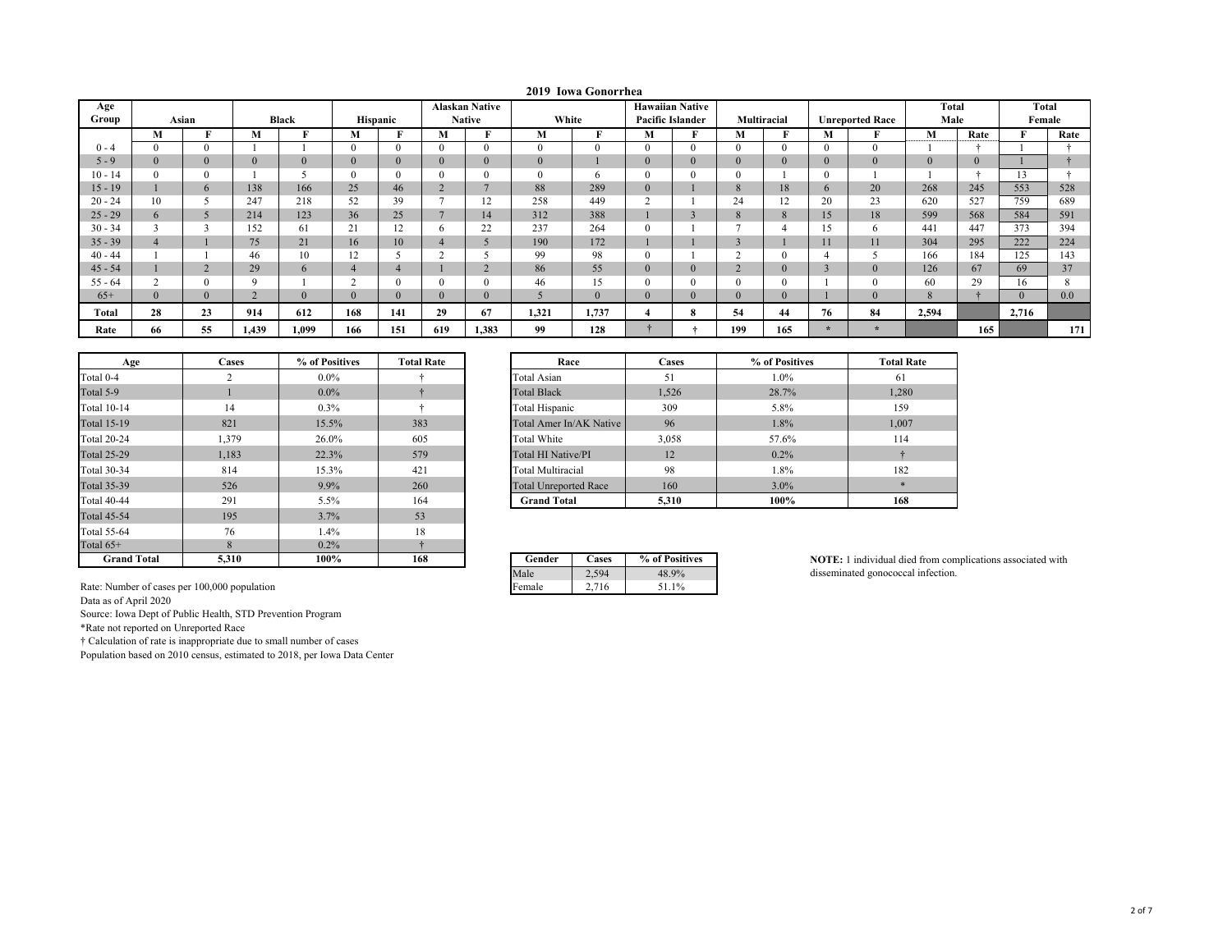## 2019 Iowa Gonorrhea

| Age Group | Asian | | Black | | Hispanic | | Alaskan Native | | White | | Hawaiian Native Pacific Islander | | Multiracial | | Unreported Race | | Total Male | | Total Female | |
|---|---|---|---|---|---|---|---|---|---|---|---|---|---|---|---|---|---|---|---|---|
| | M | F | M | F | M | F | M | F | M | F | M | F | M | F | M | F | M | Rate | F | Rate |
| 0 - 4 | 0 | 0 | 1 | 1 | 0 | 0 | 0 | 0 | 0 | 0 | 0 | 0 | 0 | 0 | 0 | 0 | 1 | † | 1 | † |
| 5 - 9 | 0 | 0 | 0 | 0 | 0 | 0 | 0 | 0 | 0 | 1 | 0 | 0 | 0 | 0 | 0 | 0 | 0 | 0 | 1 | † |
| 10 - 14 | 0 | 0 | 1 | 5 | 0 | 0 | 0 | 0 | 0 | 6 | 0 | 0 | 0 | 1 | 0 | 1 | 1 | † | 13 | † |
| 15 - 19 | 1 | 6 | 138 | 166 | 25 | 46 | 2 | 7 | 88 | 289 | 0 | 1 | 8 | 18 | 6 | 20 | 268 | 245 | 553 | 528 |
| 20 - 24 | 10 | 5 | 247 | 218 | 52 | 39 | 7 | 12 | 258 | 449 | 2 | 1 | 24 | 12 | 20 | 23 | 620 | 527 | 759 | 689 |
| 25 - 29 | 6 | 5 | 214 | 123 | 36 | 25 | 7 | 14 | 312 | 388 | 1 | 3 | 8 | 8 | 15 | 18 | 599 | 568 | 584 | 591 |
| 30 - 34 | 3 | 3 | 152 | 61 | 21 | 12 | 6 | 22 | 237 | 264 | 0 | 1 | 7 | 4 | 15 | 6 | 441 | 447 | 373 | 394 |
| 35 - 39 | 4 | 1 | 75 | 21 | 16 | 10 | 4 | 5 | 190 | 172 | 1 | 1 | 3 | 1 | 11 | 11 | 304 | 295 | 222 | 224 |
| 40 - 44 | 1 | 1 | 46 | 10 | 12 | 5 | 2 | 5 | 99 | 98 | 0 | 1 | 2 | 0 | 4 | 5 | 166 | 184 | 125 | 143 |
| 45 - 54 | 1 | 2 | 29 | 6 | 4 | 4 | 1 | 2 | 86 | 55 | 0 | 0 | 2 | 0 | 3 | 0 | 126 | 67 | 69 | 37 |
| 55 - 64 | 2 | 0 | 9 | 1 | 2 | 0 | 0 | 0 | 46 | 15 | 0 | 0 | 0 | 0 | 1 | 0 | 60 | 29 | 16 | 8 |
| 65+ | 0 | 0 | 2 | 0 | 0 | 0 | 0 | 0 | 5 | 0 | 0 | 0 | 0 | 0 | 1 | 0 | 8 | † | 0 | 0.0 |
| **Total** | **28** | **23** | **914** | **612** | **168** | **141** | **29** | **67** | **1,321** | **1,737** | **4** | **8** | **54** | **44** | **76** | **84** | **2,594** | | **2,716** | |
| **Rate** | **66** | **55** | **1,439** | **1,099** | **166** | **151** | **619** | **1,383** | **99** | **128** | † | † | **199** | **165** | * | * | | **165** | | **171** |

| Age | Cases | % of Positives | Total Rate |
|---|---|---|---|
| Total 0-4 | 2 | 0.0% | † |
| Total 5-9 | 1 | 0.0% | † |
| Total 10-14 | 14 | 0.3% | † |
| Total 15-19 | 821 | 15.5% | 383 |
| Total 20-24 | 1,379 | 26.0% | 605 |
| Total 25-29 | 1,183 | 22.3% | 579 |
| Total 30-34 | 814 | 15.3% | 421 |
| Total 35-39 | 526 | 9.9% | 260 |
| Total 40-44 | 291 | 5.5% | 164 |
| Total 45-54 | 195 | 3.7% | 53 |
| Total 55-64 | 76 | 1.4% | 18 |
| Total 65+ | 8 | 0.2% | † |
| **Grand Total** | **5,310** | **100%** | **168** |

| Race | Cases | % of Positives | Total Rate |
|---|---|---|---|
| Total Asian | 51 | 1.0% | 61 |
| Total Black | 1,526 | 28.7% | 1,280 |
| Total Hispanic | 309 | 5.8% | 159 |
| Total Amer In/AK Native | 96 | 1.8% | 1,007 |
| Total White | 3,058 | 57.6% | 114 |
| Total HI Native/PI | 12 | 0.2% | † |
| Total Multiracial | 98 | 1.8% | 182 |
| Total Unreported Race | 160 | 3.0% | * |
| **Grand Total** | **5,310** | **100%** | **168** |

| Gender | Cases | % of Positives |
|---|---|---|
| Male | 2,594 | 48.9% |
| Female | 2,716 | 51.1% |

**NOTE:** 1 individual died from complications associated with disseminated gonococcal infection.

Rate: Number of cases per 100,000 population
Data as of April 2020
Source: Iowa Dept of Public Health, STD Prevention Program
*Rate not reported on Unreported Race
† Calculation of rate is inappropriate due to small number of cases
Population based on 2010 census, estimated to 2018, per Iowa Data Center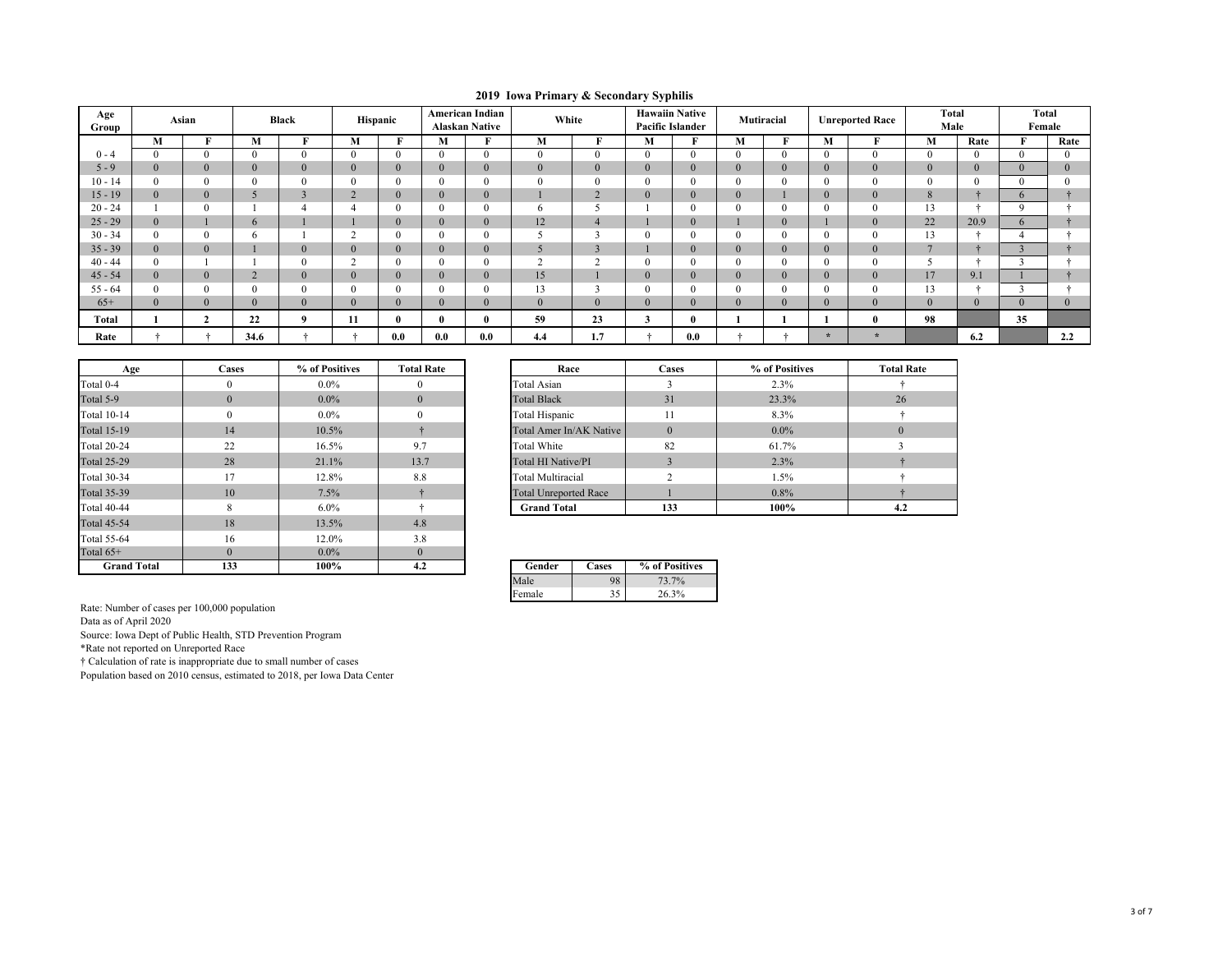# 2019 Iowa Primary & Secondary Syphilis

| Age Group | Asian | | Black | | Hispanic | | American Indian Alaskan Native | | White | | Hawaiin Native Pacific Islander | | Mutiracial | | Unreported Race | | Total Male | | Total Female | |
|---|---|---|---|---|---|---|---|---|---|---|---|---|---|---|---|---|---|---|---|---|
| | M | F | M | F | M | F | M | F | M | F | M | F | M | F | M | F | M | Rate | F | Rate |
| 0 - 4 | 0 | 0 | 0 | 0 | 0 | 0 | 0 | 0 | 0 | 0 | 0 | 0 | 0 | 0 | 0 | 0 | 0 | 0 | 0 | 0 |
| 5 - 9 | 0 | 0 | 0 | 0 | 0 | 0 | 0 | 0 | 0 | 0 | 0 | 0 | 0 | 0 | 0 | 0 | 0 | 0 | 0 | 0 |
| 10 - 14 | 0 | 0 | 0 | 0 | 0 | 0 | 0 | 0 | 0 | 0 | 0 | 0 | 0 | 0 | 0 | 0 | 0 | 0 | 0 | 0 |
| 15 - 19 | 0 | 0 | 5 | 3 | 2 | 0 | 0 | 0 | 1 | 2 | 0 | 0 | 0 | 1 | 0 | 0 | 8 | † | 6 | † |
| 20 - 24 | 1 | 0 | 1 | 4 | 4 | 0 | 0 | 0 | 6 | 5 | 1 | 0 | 0 | 0 | 0 | 0 | 13 | † | 9 | † |
| 25 - 29 | 0 | 1 | 6 | 1 | 1 | 0 | 0 | 0 | 12 | 4 | 1 | 0 | 1 | 0 | 1 | 0 | 22 | 20.9 | 6 | † |
| 30 - 34 | 0 | 0 | 6 | 1 | 2 | 0 | 0 | 0 | 5 | 3 | 0 | 0 | 0 | 0 | 0 | 0 | 13 | † | 4 | † |
| 35 - 39 | 0 | 0 | 1 | 0 | 0 | 0 | 0 | 0 | 5 | 3 | 1 | 0 | 0 | 0 | 0 | 0 | 7 | † | 3 | † |
| 40 - 44 | 0 | 1 | 1 | 0 | 2 | 0 | 0 | 0 | 2 | 2 | 0 | 0 | 0 | 0 | 0 | 0 | 5 | † | 3 | † |
| 45 - 54 | 0 | 0 | 2 | 0 | 0 | 0 | 0 | 0 | 15 | 1 | 0 | 0 | 0 | 0 | 0 | 0 | 17 | 9.1 | 1 | † |
| 55 - 64 | 0 | 0 | 0 | 0 | 0 | 0 | 0 | 0 | 13 | 3 | 0 | 0 | 0 | 0 | 0 | 0 | 13 | † | 3 | † |
| 65+ | 0 | 0 | 0 | 0 | 0 | 0 | 0 | 0 | 0 | 0 | 0 | 0 | 0 | 0 | 0 | 0 | 0 | 0 | 0 | 0 |
| **Total** | **1** | **2** | **22** | **9** | **11** | **0** | **0** | **0** | **59** | **23** | **3** | **0** | **1** | **1** | **1** | **0** | **98** | | **35** | |
| **Rate** | † | † | **34.6** | † | † | **0.0** | **0.0** | **0.0** | **4.4** | **1.7** | † | **0.0** | † | † | * | * | | **6.2** | | **2.2** |

| Age | Cases | % of Positives | Total Rate |
|---|---|---|---|
| Total 0-4 | 0 | 0.0% | 0 |
| Total 5-9 | 0 | 0.0% | 0 |
| Total 10-14 | 0 | 0.0% | 0 |
| Total 15-19 | 14 | 10.5% | † |
| Total 20-24 | 22 | 16.5% | 9.7 |
| Total 25-29 | 28 | 21.1% | 13.7 |
| Total 30-34 | 17 | 12.8% | 8.8 |
| Total 35-39 | 10 | 7.5% | † |
| Total 40-44 | 8 | 6.0% | † |
| Total 45-54 | 18 | 13.5% | 4.8 |
| Total 55-64 | 16 | 12.0% | 3.8 |
| Total 65+ | 0 | 0.0% | 0 |
| **Grand Total** | **133** | **100%** | **4.2** |

| Race | Cases | % of Positives | Total Rate |
|---|---|---|---|
| Total Asian | 3 | 2.3% | † |
| Total Black | 31 | 23.3% | 26 |
| Total Hispanic | 11 | 8.3% | † |
| Total Amer In/AK Native | 0 | 0.0% | 0 |
| Total White | 82 | 61.7% | 3 |
| Total HI Native/PI | 3 | 2.3% | † |
| Total Multiracial | 2 | 1.5% | † |
| Total Unreported Race | 1 | 0.8% | † |
| **Grand Total** | **133** | **100%** | **4.2** |

| Gender | Cases | % of Positives |
|---|---|---|
| Male | 98 | 73.7% |
| Female | 35 | 26.3% |

Rate: Number of cases per 100,000 population

Data as of April 2020

Source: Iowa Dept of Public Health, STD Prevention Program

*Rate not reported on Unreported Race

† Calculation of rate is inappropriate due to small number of cases

Population based on 2010 census, estimated to 2018, per Iowa Data Center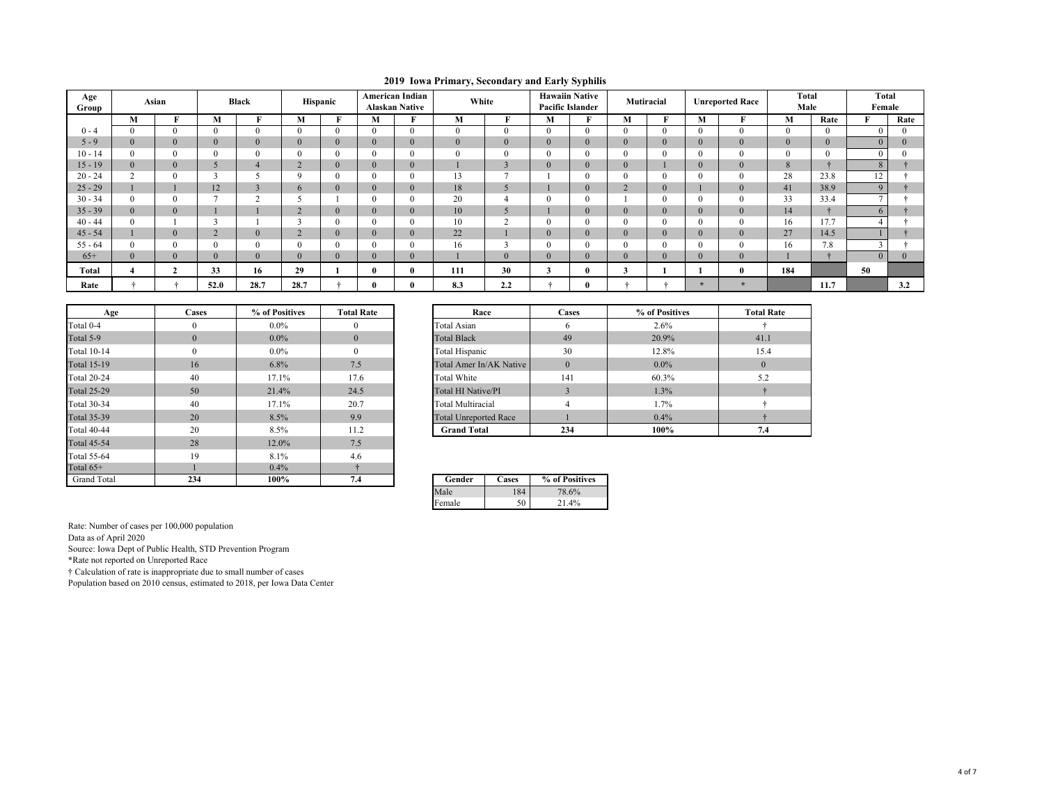## 2019 Iowa Primary, Secondary and Early Syphilis

| Age Group | Asian | | Black | | Hispanic | | American Indian Alaskan Native | | White | | Hawaiin Native Pacific Islander | | Mutiracial | | Unreported Race | | Total Male | | Total Female | |
|---|---|---|---|---|---|---|---|---|---|---|---|---|---|---|---|---|---|---|---|---|
| | M | F | M | F | M | F | M | F | M | F | M | F | M | F | M | F | M | Rate | F | Rate |
| 0 - 4 | 0 | 0 | 0 | 0 | 0 | 0 | 0 | 0 | 0 | 0 | 0 | 0 | 0 | 0 | 0 | 0 | 0 | 0 | 0 | 0 |
| 5 - 9 | 0 | 0 | 0 | 0 | 0 | 0 | 0 | 0 | 0 | 0 | 0 | 0 | 0 | 0 | 0 | 0 | 0 | 0 | 0 | 0 |
| 10 - 14 | 0 | 0 | 0 | 0 | 0 | 0 | 0 | 0 | 0 | 0 | 0 | 0 | 0 | 0 | 0 | 0 | 0 | 0 | 0 | 0 |
| 15 - 19 | 0 | 0 | 5 | 4 | 2 | 0 | 0 | 0 | 1 | 3 | 0 | 0 | 0 | 1 | 0 | 0 | 8 | † | 8 | † |
| 20 - 24 | 2 | 0 | 3 | 5 | 9 | 0 | 0 | 0 | 13 | 7 | 1 | 0 | 0 | 0 | 0 | 0 | 28 | 23.8 | 12 | † |
| 25 - 29 | 1 | 1 | 12 | 3 | 6 | 0 | 0 | 0 | 18 | 5 | 1 | 0 | 2 | 0 | 1 | 0 | 41 | 38.9 | 9 | † |
| 30 - 34 | 0 | 0 | 7 | 2 | 5 | 1 | 0 | 0 | 20 | 4 | 0 | 0 | 1 | 0 | 0 | 0 | 33 | 33.4 | 7 | † |
| 35 - 39 | 0 | 0 | 1 | 1 | 2 | 0 | 0 | 0 | 10 | 5 | 1 | 0 | 0 | 0 | 0 | 0 | 14 | † | 6 | † |
| 40 - 44 | 0 | 1 | 3 | 1 | 3 | 0 | 0 | 0 | 10 | 2 | 0 | 0 | 0 | 0 | 0 | 0 | 16 | 17.7 | 4 | † |
| 45 - 54 | 1 | 0 | 2 | 0 | 2 | 0 | 0 | 0 | 22 | 1 | 0 | 0 | 0 | 0 | 0 | 0 | 27 | 14.5 | 1 | † |
| 55 - 64 | 0 | 0 | 0 | 0 | 0 | 0 | 0 | 0 | 16 | 3 | 0 | 0 | 0 | 0 | 0 | 0 | 16 | 7.8 | 3 | † |
| 65+ | 0 | 0 | 0 | 0 | 0 | 0 | 0 | 0 | 1 | 0 | 0 | 0 | 0 | 0 | 0 | 0 | 1 | † | 0 | 0 |
| **Total** | **4** | **2** | **33** | **16** | **29** | **1** | **0** | **0** | **111** | **30** | **3** | **0** | **3** | **1** | **1** | **0** | **184** | | **50** | |
| **Rate** | † | † | **52.0** | **28.7** | **28.7** | † | **0** | **0** | **8.3** | **2.2** | † | **0** | † | † | * | * | | **11.7** | | **3.2** |

| Age | Cases | % of Positives | Total Rate |
|---|---|---|---|
| Total 0-4 | 0 | 0.0% | 0 |
| Total 5-9 | 0 | 0.0% | 0 |
| Total 10-14 | 0 | 0.0% | 0 |
| Total 15-19 | 16 | 6.8% | 7.5 |
| Total 20-24 | 40 | 17.1% | 17.6 |
| Total 25-29 | 50 | 21.4% | 24.5 |
| Total 30-34 | 40 | 17.1% | 20.7 |
| Total 35-39 | 20 | 8.5% | 9.9 |
| Total 40-44 | 20 | 8.5% | 11.2 |
| Total 45-54 | 28 | 12.0% | 7.5 |
| Total 55-64 | 19 | 8.1% | 4.6 |
| Total 65+ | 1 | 0.4% | † |
| Grand Total | **234** | **100%** | **7.4** |

| Race | Cases | % of Positives | Total Rate |
|---|---|---|---|
| Total Asian | 6 | 2.6% | † |
| Total Black | 49 | 20.9% | 41.1 |
| Total Hispanic | 30 | 12.8% | 15.4 |
| Total Amer In/AK Native | 0 | 0.0% | 0 |
| Total White | 141 | 60.3% | 5.2 |
| Total HI Native/PI | 3 | 1.3% | † |
| Total Multiracial | 4 | 1.7% | † |
| Total Unreported Race | 1 | 0.4% | † |
| **Grand Total** | **234** | **100%** | **7.4** |

| Gender | Cases | % of Positives |
|---|---|---|
| Male | 184 | 78.6% |
| Female | 50 | 21.4% |

Rate: Number of cases per 100,000 population
Data as of April 2020
Source: Iowa Dept of Public Health, STD Prevention Program
*Rate not reported on Unreported Race
† Calculation of rate is inappropriate due to small number of cases
Population based on 2010 census, estimated to 2018, per Iowa Data Center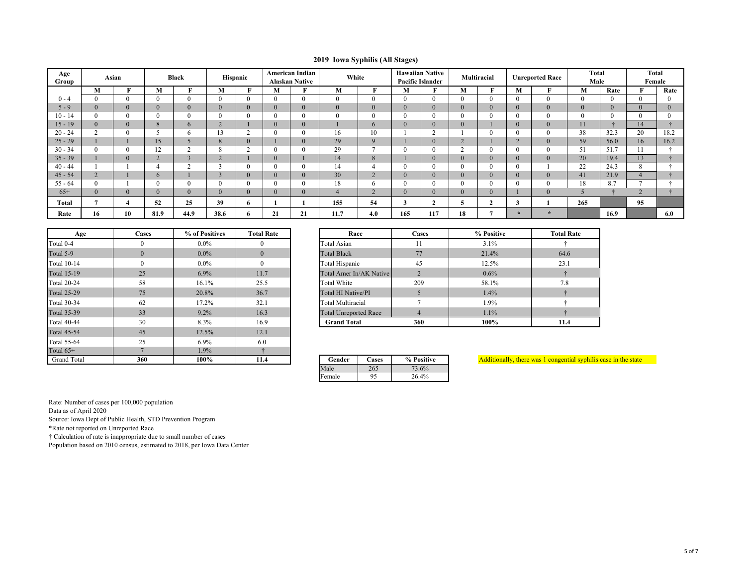# 2019 Iowa Syphilis (All Stages)

| Age Group | Asian | | Black | | Hispanic | | American Indian Alaskan Native | | White | | Hawaiian Native Pacific Islander | | Multiracial | | Unreported Race | | Total Male | | Total Female | |
|---|---|---|---|---|---|---|---|---|---|---|---|---|---|---|---|---|---|---|---|---|
| | M | F | M | F | M | F | M | F | M | F | M | F | M | F | M | F | M | Rate | F | Rate |
| 0 - 4 | 0 | 0 | 0 | 0 | 0 | 0 | 0 | 0 | 0 | 0 | 0 | 0 | 0 | 0 | 0 | 0 | 0 | 0 | 0 | 0 |
| 5 - 9 | 0 | 0 | 0 | 0 | 0 | 0 | 0 | 0 | 0 | 0 | 0 | 0 | 0 | 0 | 0 | 0 | 0 | 0 | 0 | 0 |
| 10 - 14 | 0 | 0 | 0 | 0 | 0 | 0 | 0 | 0 | 0 | 0 | 0 | 0 | 0 | 0 | 0 | 0 | 0 | 0 | 0 | 0 |
| 15 - 19 | 0 | 0 | 8 | 6 | 2 | 1 | 0 | 0 | 1 | 6 | 0 | 0 | 0 | 1 | 0 | 0 | 11 | † | 14 | † |
| 20 - 24 | 2 | 0 | 5 | 6 | 13 | 2 | 0 | 0 | 16 | 10 | 1 | 2 | 1 | 0 | 0 | 0 | 38 | 32.3 | 20 | 18.2 |
| 25 - 29 | 1 | 1 | 15 | 5 | 8 | 0 | 1 | 0 | 29 | 9 | 1 | 0 | 2 | 1 | 2 | 0 | 59 | 56.0 | 16 | 16.2 |
| 30 - 34 | 0 | 0 | 12 | 2 | 8 | 2 | 0 | 0 | 29 | 7 | 0 | 0 | 2 | 0 | 0 | 0 | 51 | 51.7 | 11 | † |
| 35 - 39 | 1 | 0 | 2 | 3 | 2 | 1 | 0 | 1 | 14 | 8 | 1 | 0 | 0 | 0 | 0 | 0 | 20 | 19.4 | 13 | † |
| 40 - 44 | 1 | 1 | 4 | 2 | 3 | 0 | 0 | 0 | 14 | 4 | 0 | 0 | 0 | 0 | 0 | 1 | 22 | 24.3 | 8 | † |
| 45 - 54 | 2 | 1 | 6 | 1 | 3 | 0 | 0 | 0 | 30 | 2 | 0 | 0 | 0 | 0 | 0 | 0 | 41 | 21.9 | 4 | † |
| 55 - 64 | 0 | 1 | 0 | 0 | 0 | 0 | 0 | 0 | 18 | 6 | 0 | 0 | 0 | 0 | 0 | 0 | 18 | 8.7 | 7 | † |
| 65+ | 0 | 0 | 0 | 0 | 0 | 0 | 0 | 0 | 4 | 2 | 0 | 0 | 0 | 0 | 1 | 0 | 5 | † | 2 | † |
| **Total** | **7** | **4** | **52** | **25** | **39** | **6** | **1** | **1** | **155** | **54** | **3** | **2** | **5** | **2** | **3** | **1** | **265** | | **95** | |
| **Rate** | **16** | **10** | **81.9** | **44.9** | **38.6** | **6** | **21** | **21** | **11.7** | **4.0** | **165** | **117** | **18** | **7** | * | * | | **16.9** | | **6.0** |

| Age | Cases | % of Positives | Total Rate |
|---|---|---|---|
| Total 0-4 | 0 | 0.0% | 0 |
| Total 5-9 | 0 | 0.0% | 0 |
| Total 10-14 | 0 | 0.0% | 0 |
| Total 15-19 | 25 | 6.9% | 11.7 |
| Total 20-24 | 58 | 16.1% | 25.5 |
| Total 25-29 | 75 | 20.8% | 36.7 |
| Total 30-34 | 62 | 17.2% | 32.1 |
| Total 35-39 | 33 | 9.2% | 16.3 |
| Total 40-44 | 30 | 8.3% | 16.9 |
| Total 45-54 | 45 | 12.5% | 12.1 |
| Total 55-64 | 25 | 6.9% | 6.0 |
| Total 65+ | 7 | 1.9% | † |
| Grand Total | **360** | **100%** | **11.4** |

| Race | Cases | % Positive | Total Rate |
|---|---|---|---|
| Total Asian | 11 | 3.1% | † |
| Total Black | 77 | 21.4% | 64.6 |
| Total Hispanic | 45 | 12.5% | 23.1 |
| Total Amer In/AK Native | 2 | 0.6% | † |
| Total White | 209 | 58.1% | 7.8 |
| Total HI Native/PI | 5 | 1.4% | † |
| Total Multiracial | 7 | 1.9% | † |
| Total Unreported Race | 4 | 1.1% | † |
| **Grand Total** | **360** | **100%** | **11.4** |

| Gender | Cases | % Positive |
|---|---|---|
| Male | 265 | 73.6% |
| Female | 95 | 26.4% |

Additionally, there was 1 congential syphilis case in the state

Rate: Number of cases per 100,000 population
Data as of April 2020
Source: Iowa Dept of Public Health, STD Prevention Program
*Rate not reported on Unreported Race
† Calculation of rate is inappropriate due to small number of cases
Population based on 2010 census, estimated to 2018, per Iowa Data Center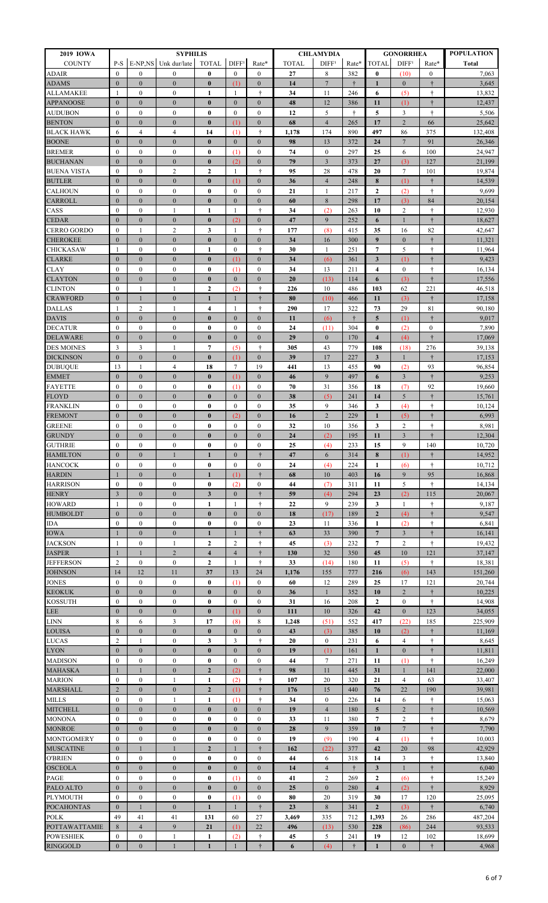| 2019 IOWA | SYPHILIS | | | | | | CHLAMYDIA | | | GONORRHEA | | | POPULATION |
|---|---|---|---|---|---|---|---|---|---|---|---|---|---|
| COUNTY | P-S | E-NP,NS | Unk dur/late | TOTAL | DIFF¹ | Rate* | TOTAL | DIFF¹ | Rate* | TOTAL | DIFF¹ | Rate* | Total |
| ADAIR | 0 | 0 | 0 | 0 | 0 | 0 | 27 | 8 | 382 | 0 | (10) | 0 | 7,063 |
| ADAMS | 0 | 0 | 0 | 0 | (1) | 0 | 14 | 7 | † | 1 | 0 | † | 3,645 |
| ALLAMAKEE | 1 | 0 | 0 | 1 | 1 | † | 34 | 11 | 246 | 6 | (5) | † | 13,832 |
| APPANOOSE | 0 | 0 | 0 | 0 | 0 | 0 | 48 | 12 | 386 | 11 | (1) | † | 12,437 |
| AUDUBON | 0 | 0 | 0 | 0 | 0 | 0 | 12 | 5 | † | 5 | 3 | † | 5,506 |
| BENTON | 0 | 0 | 0 | 0 | (1) | 0 | 68 | 4 | 265 | 17 | 2 | 66 | 25,642 |
| BLACK HAWK | 6 | 4 | 4 | 14 | (1) | † | 1,178 | 174 | 890 | 497 | 86 | 375 | 132,408 |
| BOONE | 0 | 0 | 0 | 0 | 0 | 0 | 98 | 13 | 372 | 24 | 7 | 91 | 26,346 |
| BREMER | 0 | 0 | 0 | 0 | (1) | 0 | 74 | 0 | 297 | 25 | 6 | 100 | 24,947 |
| BUCHANAN | 0 | 0 | 0 | 0 | (2) | 0 | 79 | 3 | 373 | 27 | (3) | 127 | 21,199 |
| BUENA VISTA | 0 | 0 | 2 | 2 | 1 | † | 95 | 28 | 478 | 20 | 7 | 101 | 19,874 |
| BUTLER | 0 | 0 | 0 | 0 | (1) | 0 | 36 | 4 | 248 | 8 | (1) | † | 14,539 |
| CALHOUN | 0 | 0 | 0 | 0 | 0 | 0 | 21 | 1 | 217 | 2 | (2) | † | 9,699 |
| CARROLL | 0 | 0 | 0 | 0 | 0 | 0 | 60 | 8 | 298 | 17 | (3) | 84 | 20,154 |
| CASS | 0 | 0 | 1 | 1 | 1 | † | 34 | (2) | 263 | 10 | 2 | † | 12,930 |
| CEDAR | 0 | 0 | 0 | 0 | (2) | 0 | 47 | 9 | 252 | 6 | 1 | † | 18,627 |
| CERRO GORDO | 0 | 1 | 2 | 3 | 1 | † | 177 | (8) | 415 | 35 | 16 | 82 | 42,647 |
| CHEROKEE | 0 | 0 | 0 | 0 | 0 | 0 | 34 | 16 | 300 | 9 | 0 | † | 11,321 |
| CHICKASAW | 1 | 0 | 0 | 1 | 0 | † | 30 | 1 | 251 | 7 | 5 | † | 11,964 |
| CLARKE | 0 | 0 | 0 | 0 | (1) | 0 | 34 | (6) | 361 | 3 | (1) | † | 9,423 |
| CLAY | 0 | 0 | 0 | 0 | (1) | 0 | 34 | 13 | 211 | 4 | 0 | † | 16,134 |
| CLAYTON | 0 | 0 | 0 | 0 | 0 | 0 | 20 | (13) | 114 | 6 | (3) | † | 17,556 |
| CLINTON | 0 | 1 | 1 | 2 | (2) | † | 226 | 10 | 486 | 103 | 62 | 221 | 46,518 |
| CRAWFORD | 0 | 1 | 0 | 1 | 1 | † | 80 | (10) | 466 | 11 | (3) | † | 17,158 |
| DALLAS | 1 | 2 | 1 | 4 | 1 | † | 290 | 17 | 322 | 73 | 29 | 81 | 90,180 |
| DAVIS | 0 | 0 | 0 | 0 | 0 | 0 | 11 | (6) | † | 5 | (1) | † | 9,017 |
| DECATUR | 0 | 0 | 0 | 0 | 0 | 0 | 24 | (11) | 304 | 0 | (2) | 0 | 7,890 |
| DELAWARE | 0 | 0 | 0 | 0 | 0 | 0 | 29 | 0 | 170 | 4 | (4) | † | 17,069 |
| DES MOINES | 3 | 3 | 1 | 7 | (5) | † | 305 | 43 | 779 | 108 | (18) | 276 | 39,138 |
| DICKINSON | 0 | 0 | 0 | 0 | (1) | 0 | 39 | 17 | 227 | 3 | 1 | † | 17,153 |
| DUBUQUE | 13 | 1 | 4 | 18 | 7 | 19 | 441 | 13 | 455 | 90 | (2) | 93 | 96,854 |
| EMMET | 0 | 0 | 0 | 0 | (1) | 0 | 46 | 9 | 497 | 6 | 3 | † | 9,253 |
| FAYETTE | 0 | 0 | 0 | 0 | (1) | 0 | 70 | 31 | 356 | 18 | (7) | 92 | 19,660 |
| FLOYD | 0 | 0 | 0 | 0 | 0 | 0 | 38 | (5) | 241 | 14 | 5 | † | 15,761 |
| FRANKLIN | 0 | 0 | 0 | 0 | 0 | 0 | 35 | 9 | 346 | 3 | (4) | † | 10,124 |
| FREMONT | 0 | 0 | 0 | 0 | (2) | 0 | 16 | 2 | 229 | 1 | (5) | † | 6,993 |
| GREENE | 0 | 0 | 0 | 0 | 0 | 0 | 32 | 10 | 356 | 3 | 2 | † | 8,981 |
| GRUNDY | 0 | 0 | 0 | 0 | 0 | 0 | 24 | (2) | 195 | 11 | 3 | † | 12,304 |
| GUTHRIE | 0 | 0 | 0 | 0 | 0 | 0 | 25 | (4) | 233 | 15 | 9 | 140 | 10,720 |
| HAMILTON | 0 | 0 | 1 | 1 | 0 | † | 47 | 6 | 314 | 8 | (1) | † | 14,952 |
| HANCOCK | 0 | 0 | 0 | 0 | 0 | 0 | 24 | (4) | 224 | 1 | (6) | † | 10,712 |
| HARDIN | 1 | 0 | 0 | 1 | (1) | † | 68 | 10 | 403 | 16 | 9 | 95 | 16,868 |
| HARRISON | 0 | 0 | 0 | 0 | (2) | 0 | 44 | (7) | 311 | 11 | 5 | † | 14,134 |
| HENRY | 3 | 0 | 0 | 3 | 0 | † | 59 | (4) | 294 | 23 | (2) | 115 | 20,067 |
| HOWARD | 1 | 0 | 0 | 1 | 1 | † | 22 | 9 | 239 | 3 | 1 | † | 9,187 |
| HUMBOLDT | 0 | 0 | 0 | 0 | 0 | 0 | 18 | (17) | 189 | 2 | (4) | † | 9,547 |
| IDA | 0 | 0 | 0 | 0 | 0 | 0 | 23 | 11 | 336 | 1 | (2) | † | 6,841 |
| IOWA | 1 | 0 | 0 | 1 | 1 | † | 63 | 33 | 390 | 7 | 3 | † | 16,141 |
| JACKSON | 1 | 0 | 1 | 2 | 2 | † | 45 | (3) | 232 | 7 | 2 | † | 19,432 |
| JASPER | 1 | 1 | 2 | 4 | 4 | † | 130 | 32 | 350 | 45 | 10 | 121 | 37,147 |
| JEFFERSON | 2 | 0 | 0 | 2 | 1 | † | 33 | (14) | 180 | 11 | (5) | † | 18,381 |
| JOHNSON | 14 | 12 | 11 | 37 | 13 | 24 | 1,176 | 155 | 777 | 216 | (6) | 143 | 151,260 |
| JONES | 0 | 0 | 0 | 0 | (1) | 0 | 60 | 12 | 289 | 25 | 17 | 121 | 20,744 |
| KEOKUK | 0 | 0 | 0 | 0 | 0 | 0 | 36 | 1 | 352 | 10 | 2 | † | 10,225 |
| KOSSUTH | 0 | 0 | 0 | 0 | 0 | 0 | 31 | 16 | 208 | 2 | 0 | † | 14,908 |
| LEE | 0 | 0 | 0 | 0 | (1) | 0 | 111 | 10 | 326 | 42 | 0 | 123 | 34,055 |
| LINN | 8 | 6 | 3 | 17 | (8) | 8 | 1,248 | (51) | 552 | 417 | (22) | 185 | 225,909 |
| LOUISA | 0 | 0 | 0 | 0 | 0 | 0 | 43 | (3) | 385 | 10 | (2) | † | 11,169 |
| LUCAS | 2 | 1 | 0 | 3 | 3 | † | 20 | 0 | 231 | 6 | 4 | † | 8,645 |
| LYON | 0 | 0 | 0 | 0 | 0 | 0 | 19 | (1) | 161 | 1 | 0 | † | 11,811 |
| MADISON | 0 | 0 | 0 | 0 | 0 | 0 | 44 | 7 | 271 | 11 | (1) | † | 16,249 |
| MAHASKA | 1 | 1 | 0 | 2 | (2) | † | 98 | 11 | 445 | 31 | 1 | 141 | 22,000 |
| MARION | 0 | 0 | 1 | 1 | (2) | † | 107 | 20 | 320 | 21 | 4 | 63 | 33,407 |
| MARSHALL | 2 | 0 | 0 | 2 | (1) | † | 176 | 15 | 440 | 76 | 22 | 190 | 39,981 |
| MILLS | 0 | 0 | 1 | 1 | (1) | † | 34 | 0 | 226 | 14 | 6 | † | 15,063 |
| MITCHELL | 0 | 0 | 0 | 0 | 0 | 0 | 19 | 4 | 180 | 5 | 2 | † | 10,569 |
| MONONA | 0 | 0 | 0 | 0 | 0 | 0 | 33 | 11 | 380 | 7 | 2 | † | 8,679 |
| MONROE | 0 | 0 | 0 | 0 | 0 | 0 | 28 | 9 | 359 | 10 | 7 | † | 7,790 |
| MONTGOMERY | 0 | 0 | 0 | 0 | 0 | 0 | 19 | (9) | 190 | 4 | (1) | † | 10,003 |
| MUSCATINE | 0 | 1 | 1 | 2 | 1 | † | 162 | (22) | 377 | 42 | 20 | 98 | 42,929 |
| O'BRIEN | 0 | 0 | 0 | 0 | 0 | 0 | 44 | 6 | 318 | 14 | 3 | † | 13,840 |
| OSCEOLA | 0 | 0 | 0 | 0 | 0 | 0 | 14 | 4 | † | 3 | 1 | † | 6,040 |
| PAGE | 0 | 0 | 0 | 0 | (1) | 0 | 41 | 2 | 269 | 2 | (6) | † | 15,249 |
| PALO ALTO | 0 | 0 | 0 | 0 | 0 | 0 | 25 | 0 | 280 | 4 | (2) | † | 8,929 |
| PLYMOUTH | 0 | 0 | 0 | 0 | (1) | 0 | 80 | 20 | 319 | 30 | 17 | 120 | 25,095 |
| POCAHONTAS | 0 | 1 | 0 | 1 | 1 | † | 23 | 8 | 341 | 2 | (3) | † | 6,740 |
| POLK | 49 | 41 | 41 | 131 | 60 | 27 | 3,469 | 335 | 712 | 1,393 | 26 | 286 | 487,204 |
| POTTAWATTAMIE | 8 | 4 | 9 | 21 | (1) | 22 | 496 | (13) | 530 | 228 | (86) | 244 | 93,533 |
| POWESHIEK | 0 | 0 | 1 | 1 | (2) | † | 45 | 5 | 241 | 19 | 12 | 102 | 18,699 |
| RINGGOLD | 0 | 0 | 1 | 1 | 1 | † | 6 | (4) | † | 1 | 0 | † | 4,968 |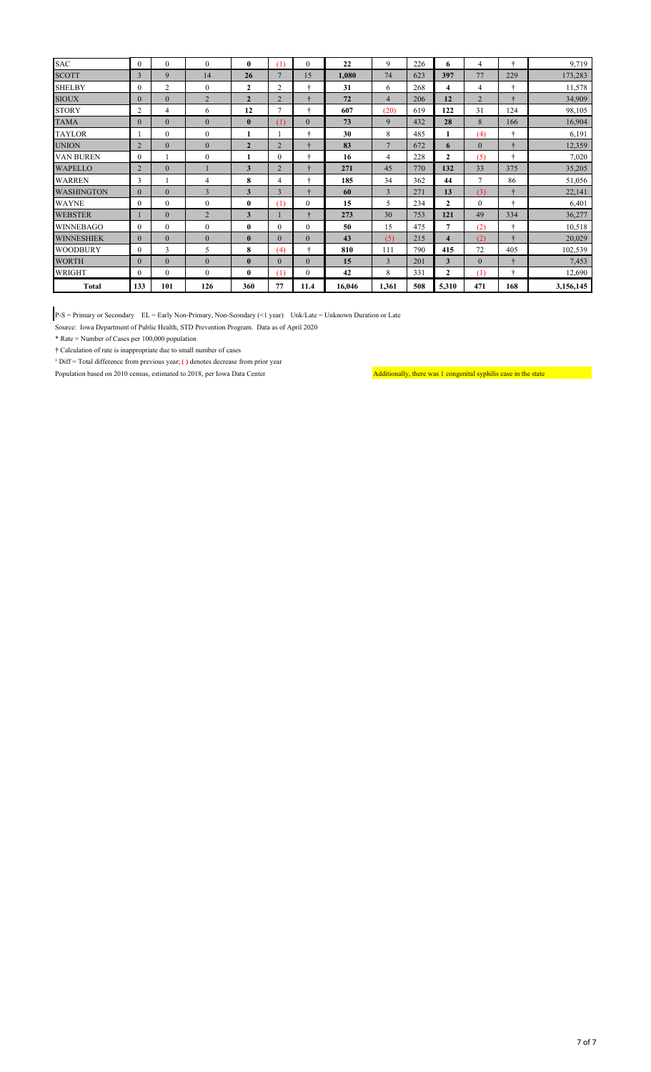| | | | | | | | | | | | | | |
|---|---|---|---|---|---|---|---|---|---|---|---|---|---|
| SAC | 0 | 0 | 0 | **0** | (1) | 0 | **22** | 9 | 226 | **6** | 4 | † | 9,719 |
| SCOTT | 3 | 9 | 14 | **26** | 7 | 15 | **1,080** | 74 | 623 | **397** | 77 | 229 | 173,283 |
| SHELBY | 0 | 2 | 0 | **2** | 2 | † | **31** | 6 | 268 | **4** | 4 | † | 11,578 |
| SIOUX | 0 | 0 | 2 | **2** | 2 | † | **72** | 4 | 206 | **12** | 2 | † | 34,909 |
| STORY | 2 | 4 | 6 | **12** | 7 | † | **607** | (20) | 619 | **122** | 31 | 124 | 98,105 |
| TAMA | 0 | 0 | 0 | **0** | (1) | 0 | **73** | 9 | 432 | **28** | 8 | 166 | 16,904 |
| TAYLOR | 1 | 0 | 0 | **1** | 1 | † | **30** | 8 | 485 | **1** | (4) | † | 6,191 |
| UNION | 2 | 0 | 0 | **2** | 2 | † | **83** | 7 | 672 | **6** | 0 | † | 12,359 |
| VAN BUREN | 0 | 1 | 0 | **1** | 0 | † | **16** | 4 | 228 | **2** | (5) | † | 7,020 |
| WAPELLO | 2 | 0 | 1 | **3** | 2 | † | **271** | 45 | 770 | **132** | 33 | 375 | 35,205 |
| WARREN | 3 | 1 | 4 | **8** | 4 | † | **185** | 34 | 362 | **44** | 7 | 86 | 51,056 |
| WASHINGTON | 0 | 0 | 3 | **3** | 3 | † | **60** | 3 | 271 | **13** | (3) | † | 22,141 |
| WAYNE | 0 | 0 | 0 | **0** | (1) | 0 | **15** | 5 | 234 | **2** | 0 | † | 6,401 |
| WEBSTER | 1 | 0 | 2 | **3** | 1 | † | **273** | 30 | 753 | **121** | 49 | 334 | 36,277 |
| WINNEBAGO | 0 | 0 | 0 | **0** | 0 | 0 | **50** | 15 | 475 | **7** | (2) | † | 10,518 |
| WINNESHIEK | 0 | 0 | 0 | **0** | 0 | 0 | **43** | (5) | 215 | **4** | (2) | † | 20,029 |
| WOODBURY | 0 | 3 | 5 | **8** | (4) | † | **810** | 111 | 790 | **415** | 72 | 405 | 102,539 |
| WORTH | 0 | 0 | 0 | **0** | 0 | 0 | **15** | 3 | 201 | **3** | 0 | † | 7,453 |
| WRIGHT | 0 | 0 | 0 | **0** | (1) | 0 | **42** | 8 | 331 | **2** | (1) | † | 12,690 |
| **Total** | **133** | **101** | **126** | **360** | **77** | **11.4** | **16,046** | **1,361** | **508** | **5,310** | **471** | **168** | **3,156,145** |

P-S = Primary or Secondary EL = Early Non-Primary, Non-Seondary (<1 year) Unk/Late = Unknown Duration or Late

Source: Iowa Department of Public Health, STD Prevention Program. Data as of April 2020

* Rate = Number of Cases per 100,000 population

† Calculation of rate is inappropriate due to small number of cases

¹ Diff = Total difference from previous year; ( ) denotes decrease from prior year

Population based on 2010 census, estimated to 2018, per Iowa Data Center

Additionally, there was 1 congenital syphilis case in the state